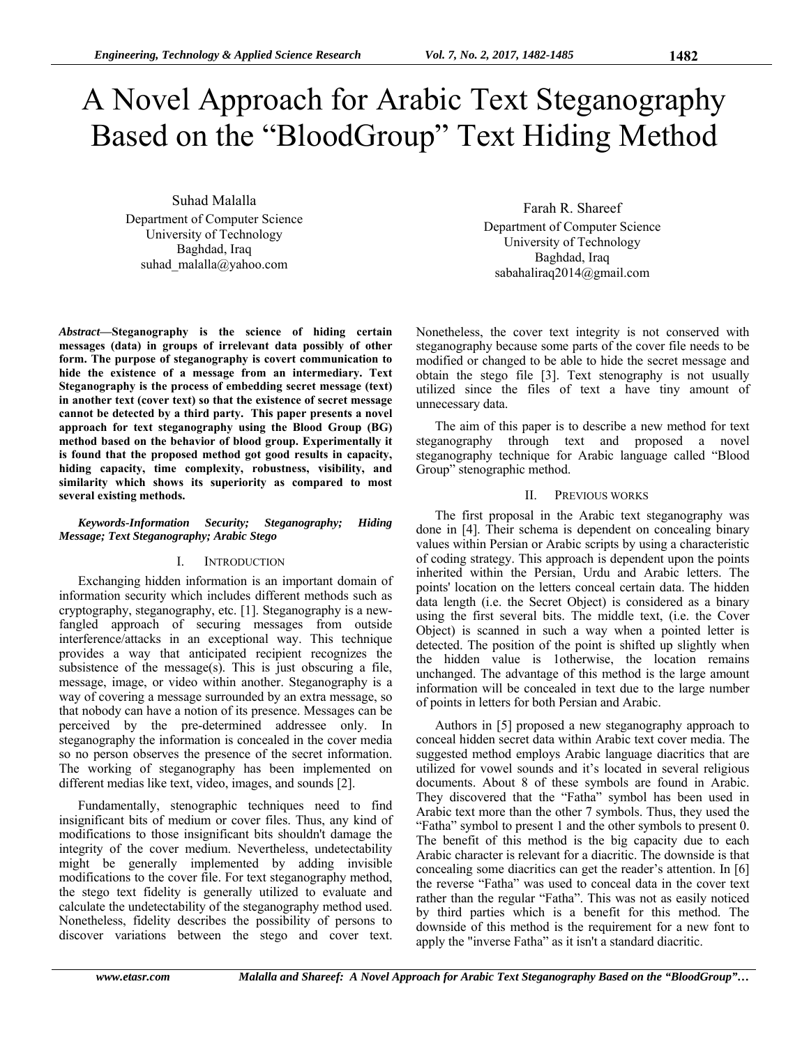# A Novel Approach for Arabic Text Steganography Based on the "BloodGroup" Text Hiding Method

Suhad Malalla
Department of Computer Science
University of Technology
Baghdad, Iraq
suhad_malalla@yahoo.com

Farah R. Shareef
Department of Computer Science
University of Technology
Baghdad, Iraq
sabahaliraq2014@gmail.com

***Abstract*—Steganography is the science of hiding certain messages (data) in groups of irrelevant data possibly of other form. The purpose of steganography is covert communication to hide the existence of a message from an intermediary. Text Steganography is the process of embedding secret message (text) in another text (cover text) so that the existence of secret message cannot be detected by a third party. This paper presents a novel approach for text steganography using the Blood Group (BG) method based on the behavior of blood group. Experimentally it is found that the proposed method got good results in capacity, hiding capacity, time complexity, robustness, visibility, and similarity which shows its superiority as compared to most several existing methods.**

***Keywords-Information Security; Steganography; Hiding Message; Text Steganography; Arabic Stego***

## I. Introduction

Exchanging hidden information is an important domain of information security which includes different methods such as cryptography, steganography, etc. [1]. Steganography is a new-fangled approach of securing messages from outside interference/attacks in an exceptional way. This technique provides a way that anticipated recipient recognizes the subsistence of the message(s). This is just obscuring a file, message, image, or video within another. Steganography is a way of covering a message surrounded by an extra message, so that nobody can have a notion of its presence. Messages can be perceived by the pre-determined addressee only. In steganography the information is concealed in the cover media so no person observes the presence of the secret information. The working of steganography has been implemented on different medias like text, video, images, and sounds [2].

Fundamentally, stenographic techniques need to find insignificant bits of medium or cover files. Thus, any kind of modifications to those insignificant bits shouldn't damage the integrity of the cover medium. Nevertheless, undetectability might be generally implemented by adding invisible modifications to the cover file. For text steganography method, the stego text fidelity is generally utilized to evaluate and calculate the undetectability of the steganography method used. Nonetheless, fidelity describes the possibility of persons to discover variations between the stego and cover text. Nonetheless, the cover text integrity is not conserved with steganography because some parts of the cover file needs to be modified or changed to be able to hide the secret message and obtain the stego file [3]. Text stenography is not usually utilized since the files of text a have tiny amount of unnecessary data.

The aim of this paper is to describe a new method for text steganography through text and proposed a novel steganography technique for Arabic language called "Blood Group" stenographic method.

## II. Previous works

The first proposal in the Arabic text steganography was done in [4]. Their schema is dependent on concealing binary values within Persian or Arabic scripts by using a characteristic of coding strategy. This approach is dependent upon the points inherited within the Persian, Urdu and Arabic letters. The points' location on the letters conceal certain data. The hidden data length (i.e. the Secret Object) is considered as a binary using the first several bits. The middle text, (i.e. the Cover Object) is scanned in such a way when a pointed letter is detected. The position of the point is shifted up slightly when the hidden value is 1otherwise, the location remains unchanged. The advantage of this method is the large amount information will be concealed in text due to the large number of points in letters for both Persian and Arabic.

Authors in [5] proposed a new steganography approach to conceal hidden secret data within Arabic text cover media. The suggested method employs Arabic language diacritics that are utilized for vowel sounds and it's located in several religious documents. About 8 of these symbols are found in Arabic. They discovered that the "Fatha" symbol has been used in Arabic text more than the other 7 symbols. Thus, they used the "Fatha" symbol to present 1 and the other symbols to present 0. The benefit of this method is the big capacity due to each Arabic character is relevant for a diacritic. The downside is that concealing some diacritics can get the reader's attention. In [6] the reverse "Fatha" was used to conceal data in the cover text rather than the regular "Fatha". This was not as easily noticed by third parties which is a benefit for this method. The downside of this method is the requirement for a new font to apply the "inverse Fatha" as it isn't a standard diacritic.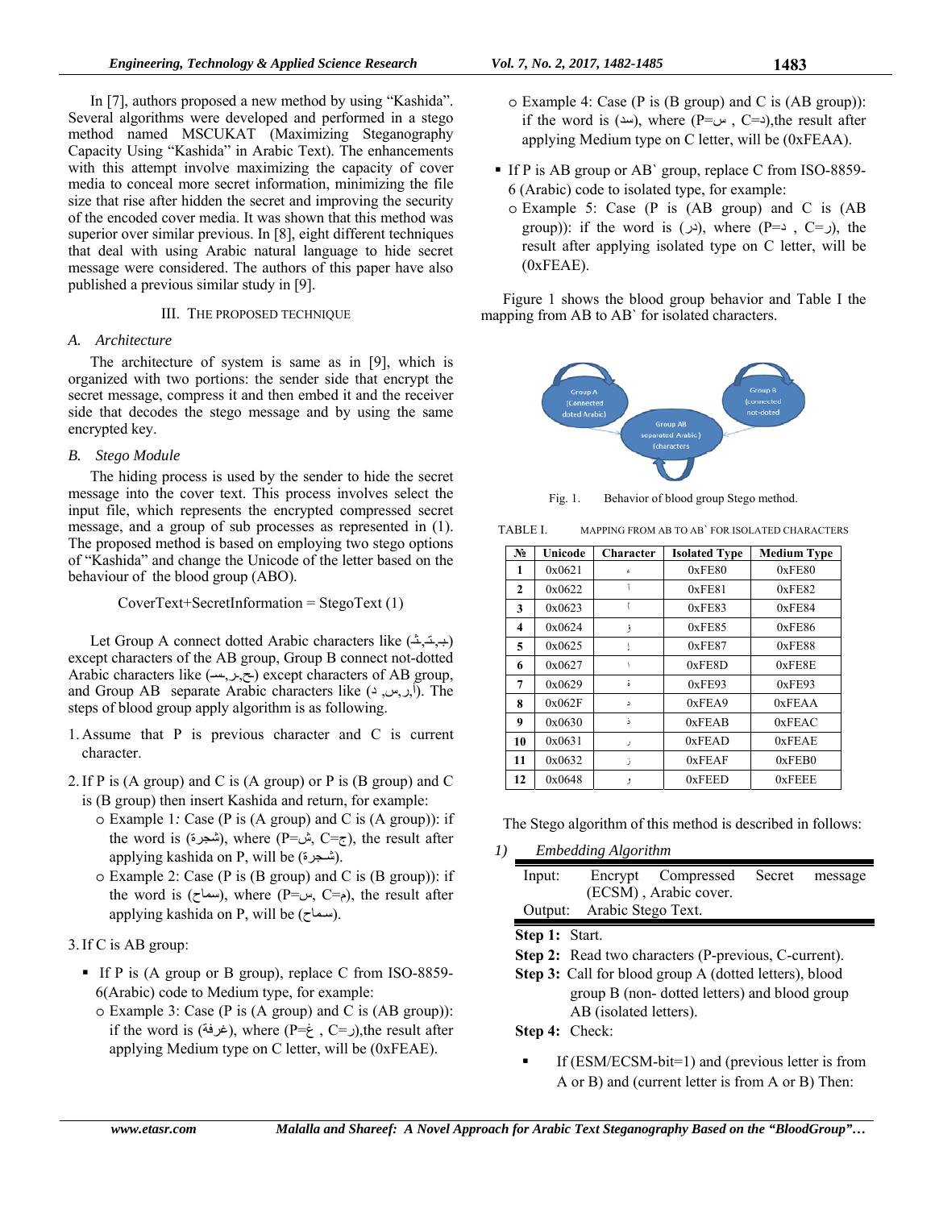In [7], authors proposed a new method by using "Kashida". Several algorithms were developed and performed in a stego method named MSCUKAT (Maximizing Steganography Capacity Using "Kashida" in Arabic Text). The enhancements with this attempt involve maximizing the capacity of cover media to conceal more secret information, minimizing the file size that rise after hidden the secret and improving the security of the encoded cover media. It was shown that this method was superior over similar previous. In [8], eight different techniques that deal with using Arabic natural language to hide secret message were considered. The authors of this paper have also published a previous similar study in [9].

## III. THE PROPOSED TECHNIQUE

### A. Architecture

The architecture of system is same as in [9], which is organized with two portions: the sender side that encrypt the secret message, compress it and then embed it and the receiver side that decodes the stego message and by using the same encrypted key.

### B. Stego Module

The hiding process is used by the sender to hide the secret message into the cover text. This process involves select the input file, which represents the encrypted compressed secret message, and a group of sub processes as represented in (1). The proposed method is based on employing two stego options of "Kashida" and change the Unicode of the letter based on the behaviour of the blood group (ABO).

CoverText+SecretInformation = StegoText (1)

Let Group A connect dotted Arabic characters like (ـبـ,ـتـ,ـثـ) except characters of the AB group, Group B connect not-dotted Arabic characters like (ـحـ,ـر,ـسـ) except characters of AB group, and Group AB separate Arabic characters like (أ,ر,س, د). The steps of blood group apply algorithm is as following.

1. Assume that P is previous character and C is current character.

2. If P is (A group) and C is (A group) or P is (B group) and C is (B group) then insert Kashida and return, for example:
   - Example 1: Case (P is (A group) and C is (A group)): if the word is (شجرة), where (P=ش, C=ج), the result after applying kashida on P, will be (شـجرة).
   - Example 2: Case (P is (B group) and C is (B group)): if the word is (سماح), where (P=س, C=م), the result after applying kashida on P, will be (سـماح).

3. If C is AB group:
   - If P is (A group or B group), replace C from ISO-8859-6(Arabic) code to Medium type, for example:
     - Example 3: Case (P is (A group) and C is (AB group)): if the word is (غرفة), where (P=غ , C=ر),the result after applying Medium type on C letter, will be (0xFEAE).
     - Example 4: Case (P is (B group) and C is (AB group)): if the word is (سد), where (P=س , C=د),the result after applying Medium type on C letter, will be (0xFEAA).
   - If P is AB group or AB` group, replace C from ISO-8859-6 (Arabic) code to isolated type, for example:
     - Example 5: Case (P is (AB group) and C is (AB group)): if the word is (در), where (P=د , C=ر), the result after applying isolated type on C letter, will be (0xFEAE).

Figure 1 shows the blood group behavior and Table I the mapping from AB to AB` for isolated characters.

Fig. 1. Behavior of blood group Stego method.

TABLE I. MAPPING FROM AB TO AB` FOR ISOLATED CHARACTERS

| № | Unicode | Character | Isolated Type | Medium Type |
|---|---|---|---|---|
| 1 | 0x0621 | ء | 0xFE80 | 0xFE80 |
| 2 | 0x0622 | آ | 0xFE81 | 0xFE82 |
| 3 | 0x0623 | أ | 0xFE83 | 0xFE84 |
| 4 | 0x0624 | ؤ | 0xFE85 | 0xFE86 |
| 5 | 0x0625 | إ | 0xFE87 | 0xFE88 |
| 6 | 0x0627 | ا | 0xFE8D | 0xFE8E |
| 7 | 0x0629 | ة | 0xFE93 | 0xFE93 |
| 8 | 0x062F | د | 0xFEA9 | 0xFEAA |
| 9 | 0x0630 | ذ | 0xFEAB | 0xFEAC |
| 10 | 0x0631 | ر | 0xFEAD | 0xFEAE |
| 11 | 0x0632 | ز | 0xFEAF | 0xFEB0 |
| 12 | 0x0648 | و | 0xFEED | 0xFEEE |

The Stego algorithm of this method is described in follows:

#### 1) Embedding Algorithm

Input: Encrypt Compressed Secret message (ECSM) , Arabic cover.
Output: Arabic Stego Text.

**Step 1:** Start.
**Step 2:** Read two characters (P-previous, C-current).
**Step 3:** Call for blood group A (dotted letters), blood group B (non- dotted letters) and blood group AB (isolated letters).
**Step 4:** Check:

- If (ESM/ECSM-bit=1) and (previous letter is from A or B) and (current letter is from A or B) Then: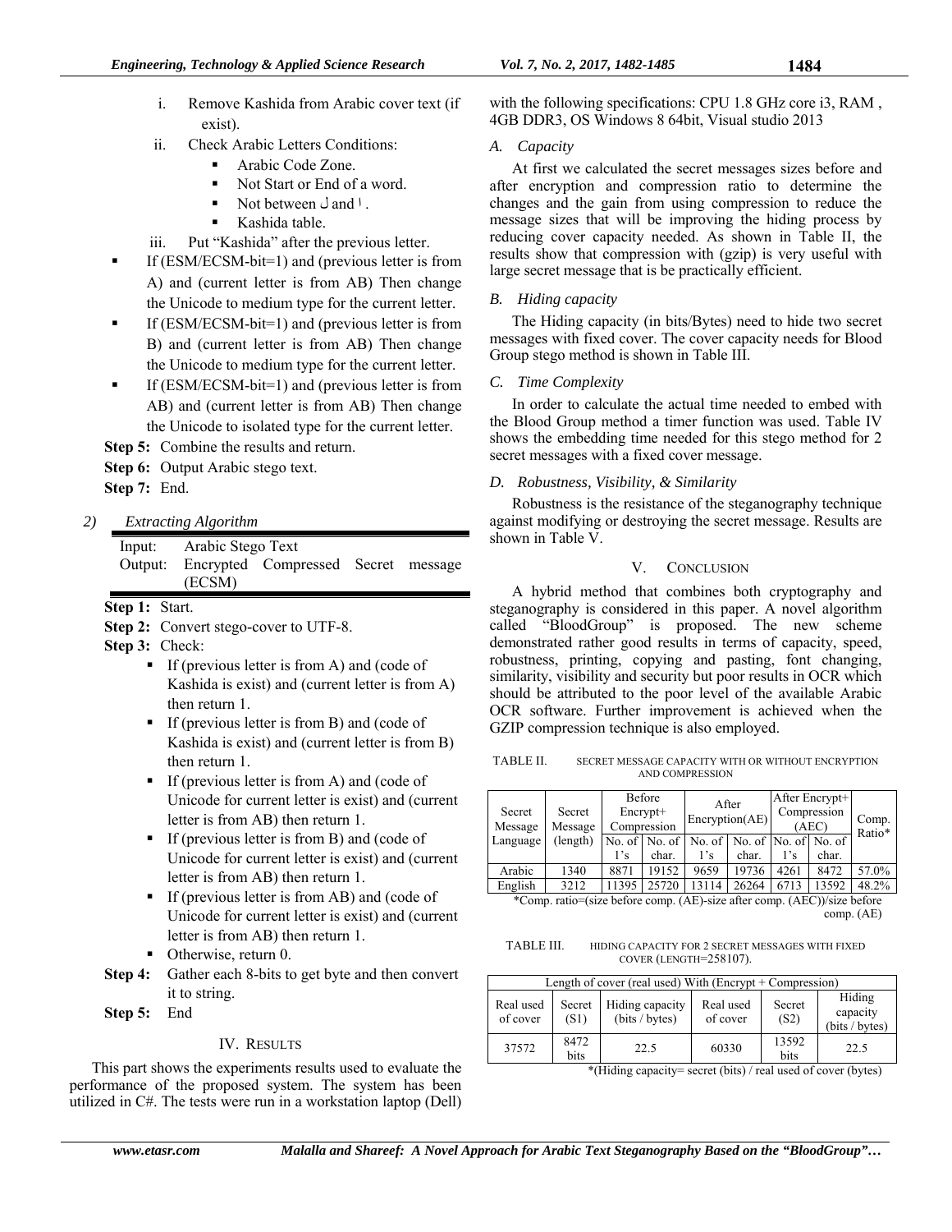i. Remove Kashida from Arabic cover text (if exist).

ii. Check Arabic Letters Conditions:

- Arabic Code Zone.
- Not Start or End of a word.
- Not between ل and ا .
- Kashida table.

iii. Put "Kashida" after the previous letter.

- If (ESM/ECSM-bit=1) and (previous letter is from A) and (current letter is from AB) Then change the Unicode to medium type for the current letter.
- If (ESM/ECSM-bit=1) and (previous letter is from B) and (current letter is from AB) Then change the Unicode to medium type for the current letter.
- If (ESM/ECSM-bit=1) and (previous letter is from AB) and (current letter is from AB) Then change the Unicode to isolated type for the current letter.

**Step 5:** Combine the results and return.

**Step 6:** Output Arabic stego text.

**Step 7:** End.

*2) Extracting Algorithm*

Input: Arabic Stego Text
Output: Encrypted Compressed Secret message (ECSM)

**Step 1:** Start.

**Step 2:** Convert stego-cover to UTF-8.

**Step 3:** Check:

- If (previous letter is from A) and (code of Kashida is exist) and (current letter is from A) then return 1.
- If (previous letter is from B) and (code of Kashida is exist) and (current letter is from B) then return 1.
- If (previous letter is from A) and (code of Unicode for current letter is exist) and (current letter is from AB) then return 1.
- If (previous letter is from B) and (code of Unicode for current letter is exist) and (current letter is from AB) then return 1.
- If (previous letter is from AB) and (code of Unicode for current letter is exist) and (current letter is from AB) then return 1.
- Otherwise, return 0.

**Step 4:** Gather each 8-bits to get byte and then convert it to string.

**Step 5:** End

## IV. Results

This part shows the experiments results used to evaluate the performance of the proposed system. The system has been utilized in C#. The tests were run in a workstation laptop (Dell) with the following specifications: CPU 1.8 GHz core i3, RAM , 4GB DDR3, OS Windows 8 64bit, Visual studio 2013

### *A. Capacity*

At first we calculated the secret messages sizes before and after encryption and compression ratio to determine the changes and the gain from using compression to reduce the message sizes that will be improving the hiding process by reducing cover capacity needed. As shown in Table II, the results show that compression with (gzip) is very useful with large secret message that is be practically efficient.

### *B. Hiding capacity*

The Hiding capacity (in bits/Bytes) need to hide two secret messages with fixed cover. The cover capacity needs for Blood Group stego method is shown in Table III.

### *C. Time Complexity*

In order to calculate the actual time needed to embed with the Blood Group method a timer function was used. Table IV shows the embedding time needed for this stego method for 2 secret messages with a fixed cover message.

### *D. Robustness, Visibility, & Similarity*

Robustness is the resistance of the steganography technique against modifying or destroying the secret message. Results are shown in Table V.

## V. Conclusion

A hybrid method that combines both cryptography and steganography is considered in this paper. A novel algorithm called "BloodGroup" is proposed. The new scheme demonstrated rather good results in terms of capacity, speed, robustness, printing, copying and pasting, font changing, similarity, visibility and security but poor results in OCR which should be attributed to the poor level of the available Arabic OCR software. Further improvement is achieved when the GZIP compression technique is also employed.

TABLE II. SECRET MESSAGE CAPACITY WITH OR WITHOUT ENCRYPTION AND COMPRESSION

| Secret Message Language | Secret Message (length) | Before Encrypt+ Compression | | After Encryption(AE) | | After Encrypt+ Compression (AEC) | | Comp. Ratio* |
|---|---|---|---|---|---|---|---|---|
| | | No. of 1's | No. of char. | No. of 1's | No. of char. | No. of 1's | No. of char. | |
| Arabic | 1340 | 8871 | 19152 | 9659 | 19736 | 4261 | 8472 | 57.0% |
| English | 3212 | 11395 | 25720 | 13114 | 26264 | 6713 | 13592 | 48.2% |

*Comp. ratio=(size before comp. (AE)-size after comp. (AEC))/size before comp. (AE)

TABLE III. HIDING CAPACITY FOR 2 SECRET MESSAGES WITH FIXED COVER (LENGTH=258107).

| Length of cover (real used) With (Encrypt + Compression) | | | | | |
|---|---|---|---|---|---|
| Real used of cover | Secret (S1) | Hiding capacity (bits / bytes) | Real used of cover | Secret (S2) | Hiding capacity (bits / bytes) |
| 37572 | 8472 bits | 22.5 | 60330 | 13592 bits | 22.5 |

*(Hiding capacity= secret (bits) / real used of cover (bytes)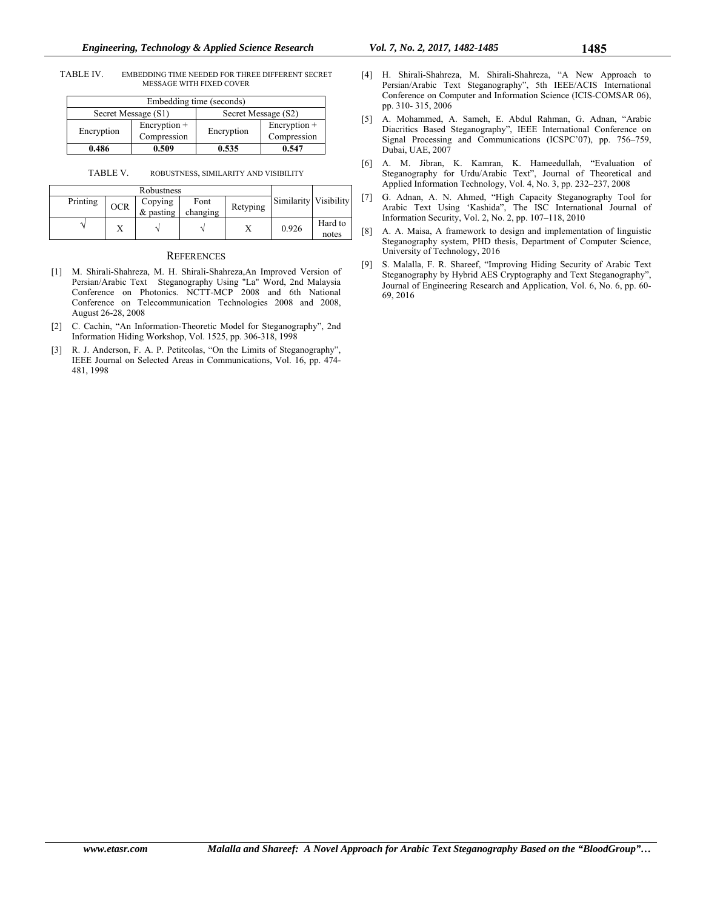TABLE IV. EMBEDDING TIME NEEDED FOR THREE DIFFERENT SECRET MESSAGE WITH FIXED COVER

| Embedding time (seconds) | | | |
|---|---|---|---|
| Secret Message (S1) | | Secret Message (S2) | |
| Encryption | Encryption + Compression | Encryption | Encryption + Compression |
| **0.486** | **0.509** | **0.535** | **0.547** |

TABLE V. ROBUSTNESS, SIMILARITY AND VISIBILITY

| Robustness | | | | | Similarity | Visibility |
|---|---|---|---|---|---|---|
| Printing | OCR | Copying & pasting | Font changing | Retyping | | |
| √ | X | √ | √ | X | 0.926 | Hard to notes |

## References

[1] M. Shirali-Shahreza, M. H. Shirali-Shahreza,An Improved Version of Persian/Arabic Text Steganography Using "La" Word, 2nd Malaysia Conference on Photonics. NCTT-MCP 2008 and 6th National Conference on Telecommunication Technologies 2008 and 2008, August 26-28, 2008

[2] C. Cachin, "An Information-Theoretic Model for Steganography", 2nd Information Hiding Workshop, Vol. 1525, pp. 306-318, 1998

[3] R. J. Anderson, F. A. P. Petitcolas, "On the Limits of Steganography", IEEE Journal on Selected Areas in Communications, Vol. 16, pp. 474-481, 1998

[4] H. Shirali-Shahreza, M. Shirali-Shahreza, "A New Approach to Persian/Arabic Text Steganography", 5th IEEE/ACIS International Conference on Computer and Information Science (ICIS-COMSAR 06), pp. 310- 315, 2006

[5] A. Mohammed, A. Sameh, E. Abdul Rahman, G. Adnan, "Arabic Diacritics Based Steganography", IEEE International Conference on Signal Processing and Communications (ICSPC'07), pp. 756–759, Dubai, UAE, 2007

[6] A. M. Jibran, K. Kamran, K. Hameedullah, "Evaluation of Steganography for Urdu/Arabic Text", Journal of Theoretical and Applied Information Technology, Vol. 4, No. 3, pp. 232–237, 2008

[7] G. Adnan, A. N. Ahmed, "High Capacity Steganography Tool for Arabic Text Using 'Kashida'', The ISC International Journal of Information Security, Vol. 2, No. 2, pp. 107–118, 2010

[8] A. A. Maisa, A framework to design and implementation of linguistic Steganography system, PHD thesis, Department of Computer Science, University of Technology, 2016

[9] S. Malalla, F. R. Shareef, "Improving Hiding Security of Arabic Text Steganography by Hybrid AES Cryptography and Text Steganography", Journal of Engineering Research and Application, Vol. 6, No. 6, pp. 60-69, 2016